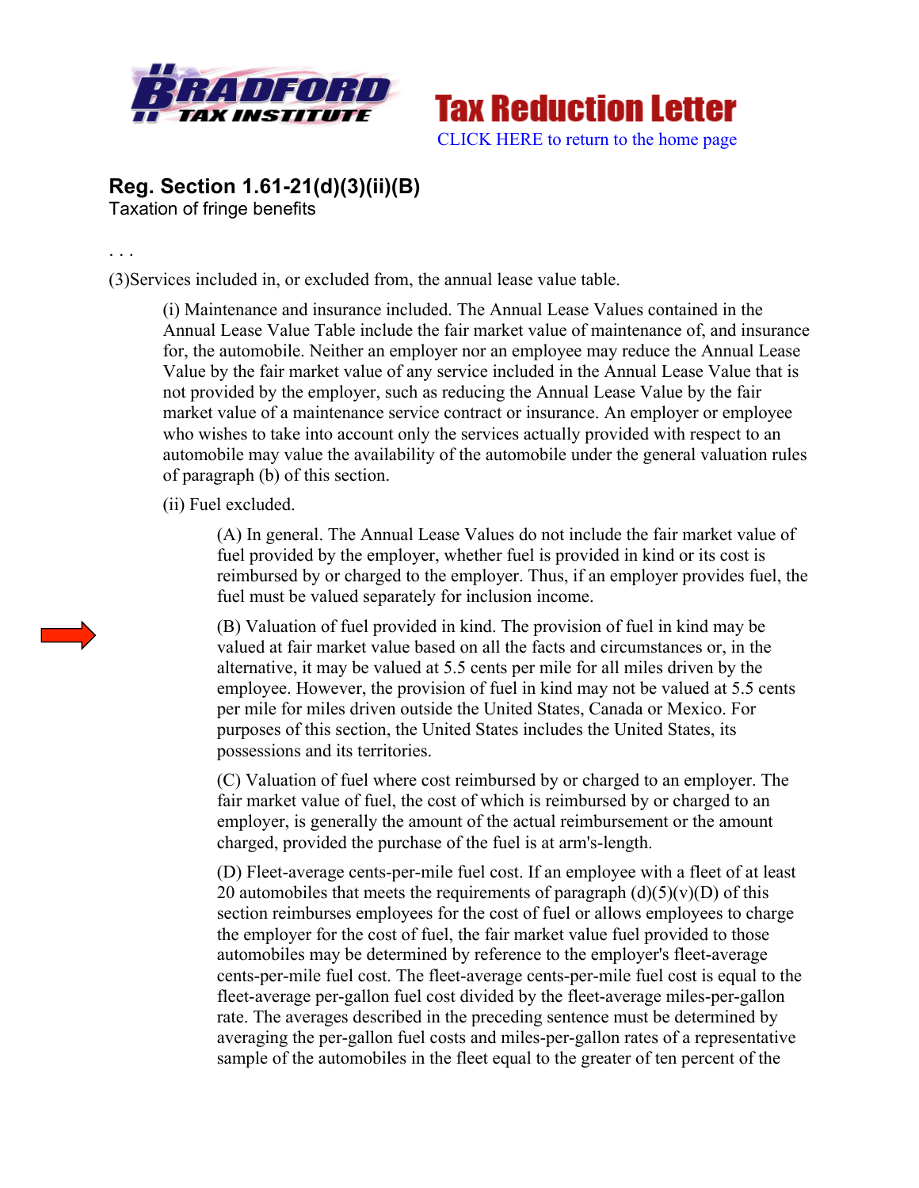**Bradford Tax Institute** | **Tax Reduction Letter**

CLICK HERE to return to the home page

## Reg. Section 1.61-21(d)(3)(ii)(B)

Taxation of fringe benefits

. . .

(3)Services included in, or excluded from, the annual lease value table.

(i) Maintenance and insurance included. The Annual Lease Values contained in the Annual Lease Value Table include the fair market value of maintenance of, and insurance for, the automobile. Neither an employer nor an employee may reduce the Annual Lease Value by the fair market value of any service included in the Annual Lease Value that is not provided by the employer, such as reducing the Annual Lease Value by the fair market value of a maintenance service contract or insurance. An employer or employee who wishes to take into account only the services actually provided with respect to an automobile may value the availability of the automobile under the general valuation rules of paragraph (b) of this section.

(ii) Fuel excluded.

(A) In general. The Annual Lease Values do not include the fair market value of fuel provided by the employer, whether fuel is provided in kind or its cost is reimbursed by or charged to the employer. Thus, if an employer provides fuel, the fuel must be valued separately for inclusion income.

(B) Valuation of fuel provided in kind. The provision of fuel in kind may be valued at fair market value based on all the facts and circumstances or, in the alternative, it may be valued at 5.5 cents per mile for all miles driven by the employee. However, the provision of fuel in kind may not be valued at 5.5 cents per mile for miles driven outside the United States, Canada or Mexico. For purposes of this section, the United States includes the United States, its possessions and its territories.

(C) Valuation of fuel where cost reimbursed by or charged to an employer. The fair market value of fuel, the cost of which is reimbursed by or charged to an employer, is generally the amount of the actual reimbursement or the amount charged, provided the purchase of the fuel is at arm's-length.

(D) Fleet-average cents-per-mile fuel cost. If an employee with a fleet of at least 20 automobiles that meets the requirements of paragraph (d)(5)(v)(D) of this section reimburses employees for the cost of fuel or allows employees to charge the employer for the cost of fuel, the fair market value fuel provided to those automobiles may be determined by reference to the employer's fleet-average cents-per-mile fuel cost. The fleet-average cents-per-mile fuel cost is equal to the fleet-average per-gallon fuel cost divided by the fleet-average miles-per-gallon rate. The averages described in the preceding sentence must be determined by averaging the per-gallon fuel costs and miles-per-gallon rates of a representative sample of the automobiles in the fleet equal to the greater of ten percent of the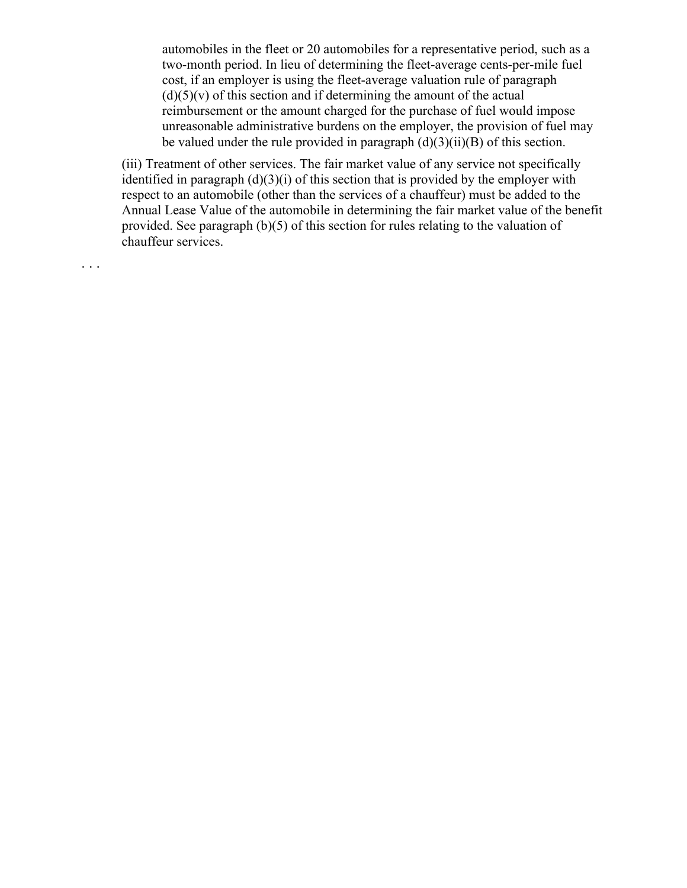automobiles in the fleet or 20 automobiles for a representative period, such as a two-month period. In lieu of determining the fleet-average cents-per-mile fuel cost, if an employer is using the fleet-average valuation rule of paragraph (d)(5)(v) of this section and if determining the amount of the actual reimbursement or the amount charged for the purchase of fuel would impose unreasonable administrative burdens on the employer, the provision of fuel may be valued under the rule provided in paragraph (d)(3)(ii)(B) of this section.

(iii) Treatment of other services. The fair market value of any service not specifically identified in paragraph (d)(3)(i) of this section that is provided by the employer with respect to an automobile (other than the services of a chauffeur) must be added to the Annual Lease Value of the automobile in determining the fair market value of the benefit provided. See paragraph (b)(5) of this section for rules relating to the valuation of chauffeur services.

. . .